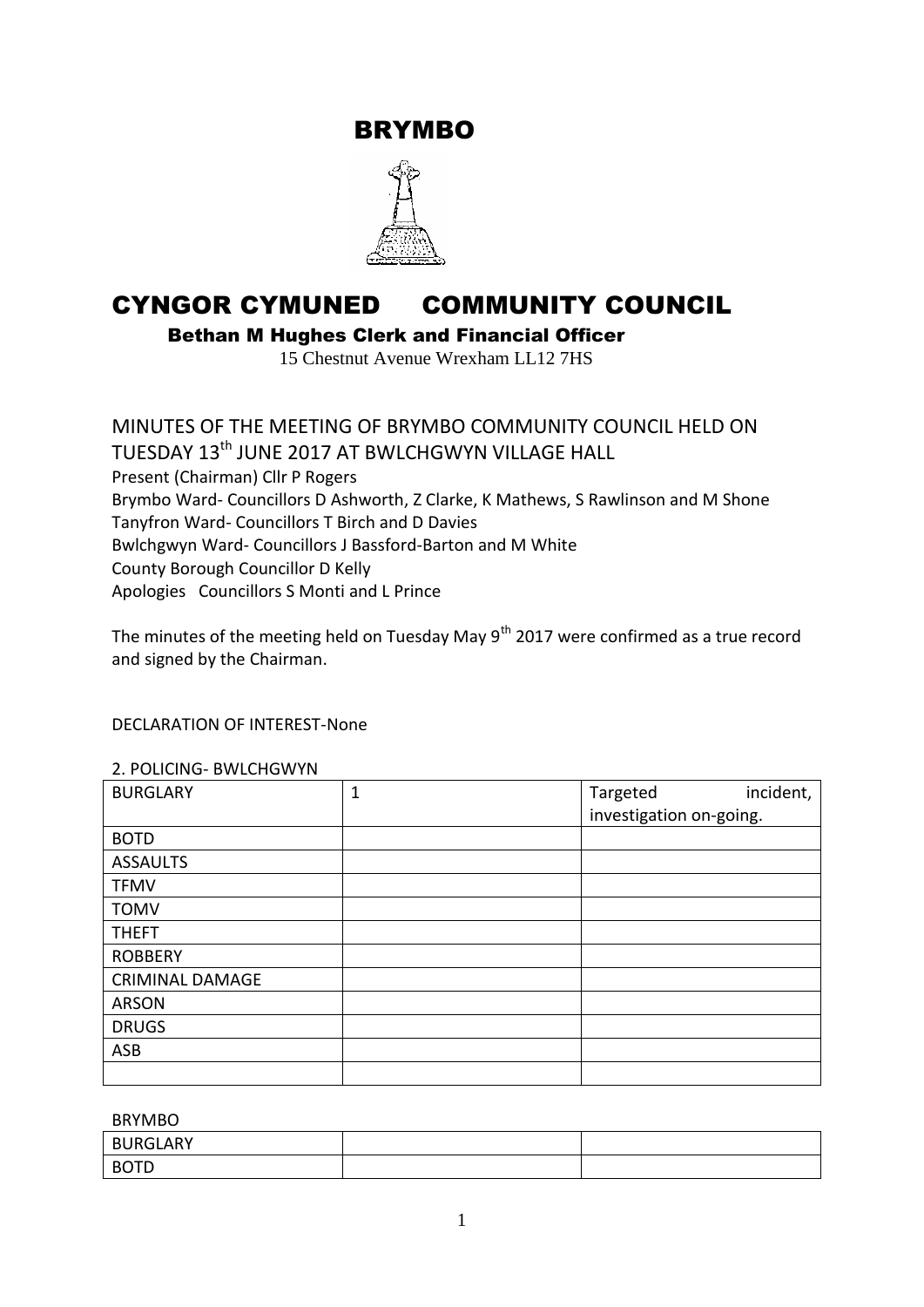# BRYMBO

# CYNGOR CYMUNED COMMUNITY COUNCIL

**Bethan M Hughes Clerk and Financial Officer**

15 Chestnut Avenue Wrexham LL12 7HS

MINUTES OF THE MEETING OF BRYMBO COMMUNITY COUNCIL HELD ON TUESDAY 13th JUNE 2017 AT BWLCHGWYN VILLAGE HALL

Present (Chairman) Cllr P Rogers
Brymbo Ward- Councillors D Ashworth, Z Clarke, K Mathews, S Rawlinson and M Shone
Tanyfron Ward- Councillors T Birch and D Davies
Bwlchgwyn Ward- Councillors J Bassford-Barton and M White
County Borough Councillor D Kelly
Apologies Councillors S Monti and L Prince

The minutes of the meeting held on Tuesday May 9th 2017 were confirmed as a true record and signed by the Chairman.

DECLARATION OF INTEREST-None

2. POLICING- BWLCHGWYN

| BURGLARY | 1 | Targeted incident, investigation on-going. |
|---|---|---|
| BOTD | | |
| ASSAULTS | | |
| TFMV | | |
| TOMV | | |
| THEFT | | |
| ROBBERY | | |
| CRIMINAL DAMAGE | | |
| ARSON | | |
| DRUGS | | |
| ASB | | |
| | | |

BRYMBO

| BURGLARY | | |
|---|---|---|
| BOTD | | |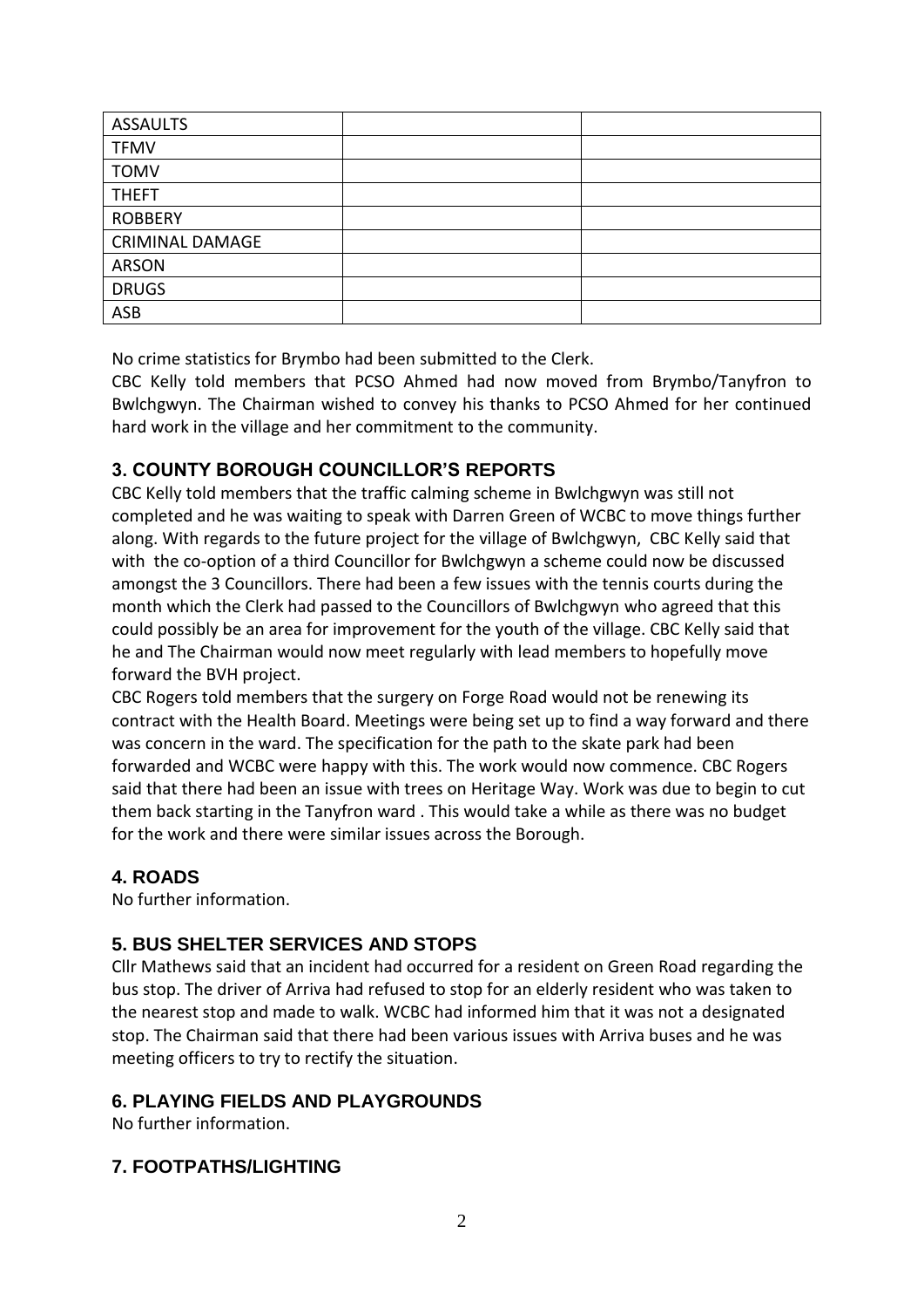| ASSAULTS | | |
|---|---|---|
| TFMV | | |
| TOMV | | |
| THEFT | | |
| ROBBERY | | |
| CRIMINAL DAMAGE | | |
| ARSON | | |
| DRUGS | | |
| ASB | | |

No crime statistics for Brymbo had been submitted to the Clerk.
CBC Kelly told members that PCSO Ahmed had now moved from Brymbo/Tanyfron to Bwlchgwyn. The Chairman wished to convey his thanks to PCSO Ahmed for her continued hard work in the village and her commitment to the community.

## 3. COUNTY BOROUGH COUNCILLOR'S REPORTS

CBC Kelly told members that the traffic calming scheme in Bwlchgwyn was still not completed and he was waiting to speak with Darren Green of WCBC to move things further along. With regards to the future project for the village of Bwlchgwyn, CBC Kelly said that with the co-option of a third Councillor for Bwlchgwyn a scheme could now be discussed amongst the 3 Councillors. There had been a few issues with the tennis courts during the month which the Clerk had passed to the Councillors of Bwlchgwyn who agreed that this could possibly be an area for improvement for the youth of the village. CBC Kelly said that he and The Chairman would now meet regularly with lead members to hopefully move forward the BVH project.
CBC Rogers told members that the surgery on Forge Road would not be renewing its contract with the Health Board. Meetings were being set up to find a way forward and there was concern in the ward. The specification for the path to the skate park had been forwarded and WCBC were happy with this. The work would now commence. CBC Rogers said that there had been an issue with trees on Heritage Way. Work was due to begin to cut them back starting in the Tanyfron ward . This would take a while as there was no budget for the work and there were similar issues across the Borough.

## 4. ROADS

No further information.

## 5. BUS SHELTER SERVICES AND STOPS

Cllr Mathews said that an incident had occurred for a resident on Green Road regarding the bus stop. The driver of Arriva had refused to stop for an elderly resident who was taken to the nearest stop and made to walk. WCBC had informed him that it was not a designated stop. The Chairman said that there had been various issues with Arriva buses and he was meeting officers to try to rectify the situation.

## 6. PLAYING FIELDS AND PLAYGROUNDS

No further information.

## 7. FOOTPATHS/LIGHTING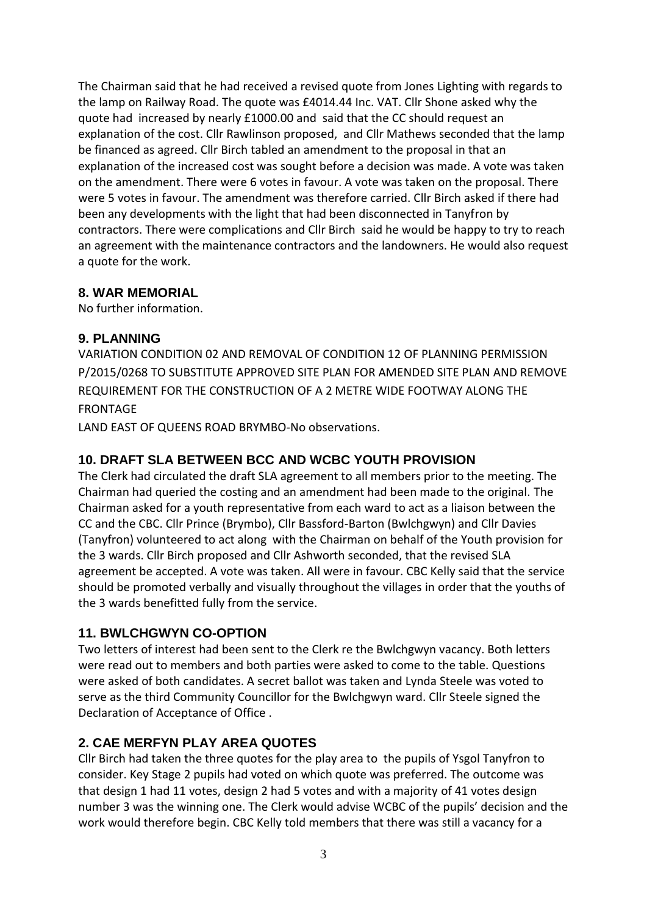The Chairman said that he had received a revised quote from Jones Lighting with regards to the lamp on Railway Road. The quote was £4014.44 Inc. VAT. Cllr Shone asked why the quote had increased by nearly £1000.00 and said that the CC should request an explanation of the cost. Cllr Rawlinson proposed, and Cllr Mathews seconded that the lamp be financed as agreed. Cllr Birch tabled an amendment to the proposal in that an explanation of the increased cost was sought before a decision was made. A vote was taken on the amendment. There were 6 votes in favour. A vote was taken on the proposal. There were 5 votes in favour. The amendment was therefore carried. Cllr Birch asked if there had been any developments with the light that had been disconnected in Tanyfron by contractors. There were complications and Cllr Birch said he would be happy to try to reach an agreement with the maintenance contractors and the landowners. He would also request a quote for the work.

## 8. WAR MEMORIAL

No further information.

## 9. PLANNING

VARIATION CONDITION 02 AND REMOVAL OF CONDITION 12 OF PLANNING PERMISSION P/2015/0268 TO SUBSTITUTE APPROVED SITE PLAN FOR AMENDED SITE PLAN AND REMOVE REQUIREMENT FOR THE CONSTRUCTION OF A 2 METRE WIDE FOOTWAY ALONG THE FRONTAGE

LAND EAST OF QUEENS ROAD BRYMBO-No observations.

## 10. DRAFT SLA BETWEEN BCC AND WCBC YOUTH PROVISION

The Clerk had circulated the draft SLA agreement to all members prior to the meeting. The Chairman had queried the costing and an amendment had been made to the original. The Chairman asked for a youth representative from each ward to act as a liaison between the CC and the CBC. Cllr Prince (Brymbo), Cllr Bassford-Barton (Bwlchgwyn) and Cllr Davies (Tanyfron) volunteered to act along with the Chairman on behalf of the Youth provision for the 3 wards. Cllr Birch proposed and Cllr Ashworth seconded, that the revised SLA agreement be accepted. A vote was taken. All were in favour. CBC Kelly said that the service should be promoted verbally and visually throughout the villages in order that the youths of the 3 wards benefitted fully from the service.

## 11. BWLCHGWYN CO-OPTION

Two letters of interest had been sent to the Clerk re the Bwlchgwyn vacancy. Both letters were read out to members and both parties were asked to come to the table. Questions were asked of both candidates. A secret ballot was taken and Lynda Steele was voted to serve as the third Community Councillor for the Bwlchgwyn ward. Cllr Steele signed the Declaration of Acceptance of Office .

## 2. CAE MERFYN PLAY AREA QUOTES

Cllr Birch had taken the three quotes for the play area to the pupils of Ysgol Tanyfron to consider. Key Stage 2 pupils had voted on which quote was preferred. The outcome was that design 1 had 11 votes, design 2 had 5 votes and with a majority of 41 votes design number 3 was the winning one. The Clerk would advise WCBC of the pupils' decision and the work would therefore begin. CBC Kelly told members that there was still a vacancy for a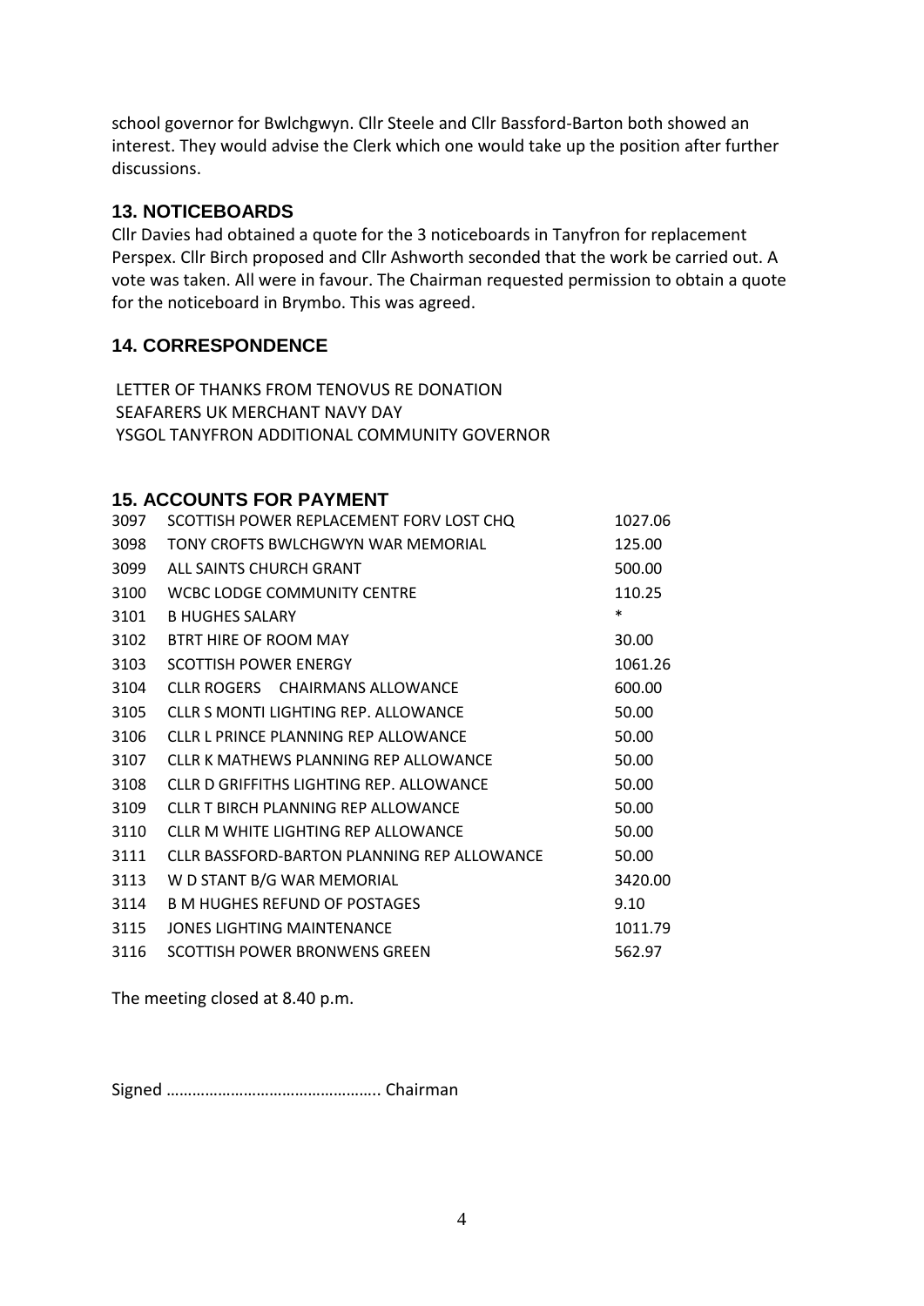school governor for Bwlchgwyn. Cllr Steele and Cllr Bassford-Barton both showed an interest. They would advise the Clerk which one would take up the position after further discussions.

### 13. NOTICEBOARDS

Cllr Davies had obtained a quote for the 3 noticeboards in Tanyfron for replacement Perspex. Cllr Birch proposed and Cllr Ashworth seconded that the work be carried out. A vote was taken. All were in favour. The Chairman requested permission to obtain a quote for the noticeboard in Brymbo. This was agreed.

### 14. CORRESPONDENCE

LETTER OF THANKS FROM TENOVUS RE DONATION
SEAFARERS UK MERCHANT NAVY DAY
YSGOL TANYFRON ADDITIONAL COMMUNITY GOVERNOR

### 15. ACCOUNTS FOR PAYMENT

| | | |
|---|---|---|
| 3097 | SCOTTISH POWER REPLACEMENT FORV LOST CHQ | 1027.06 |
| 3098 | TONY CROFTS BWLCHGWYN WAR MEMORIAL | 125.00 |
| 3099 | ALL SAINTS CHURCH GRANT | 500.00 |
| 3100 | WCBC LODGE COMMUNITY CENTRE | 110.25 |
| 3101 | B HUGHES SALARY | * |
| 3102 | BTRT HIRE OF ROOM MAY | 30.00 |
| 3103 | SCOTTISH POWER ENERGY | 1061.26 |
| 3104 | CLLR ROGERS CHAIRMANS ALLOWANCE | 600.00 |
| 3105 | CLLR S MONTI LIGHTING REP. ALLOWANCE | 50.00 |
| 3106 | CLLR L PRINCE PLANNING REP ALLOWANCE | 50.00 |
| 3107 | CLLR K MATHEWS PLANNING REP ALLOWANCE | 50.00 |
| 3108 | CLLR D GRIFFITHS LIGHTING REP. ALLOWANCE | 50.00 |
| 3109 | CLLR T BIRCH PLANNING REP ALLOWANCE | 50.00 |
| 3110 | CLLR M WHITE LIGHTING REP ALLOWANCE | 50.00 |
| 3111 | CLLR BASSFORD-BARTON PLANNING REP ALLOWANCE | 50.00 |
| 3113 | W D STANT B/G WAR MEMORIAL | 3420.00 |
| 3114 | B M HUGHES REFUND OF POSTAGES | 9.10 |
| 3115 | JONES LIGHTING MAINTENANCE | 1011.79 |
| 3116 | SCOTTISH POWER BRONWENS GREEN | 562.97 |

The meeting closed at 8.40 p.m.

Signed ………………………………………….. Chairman